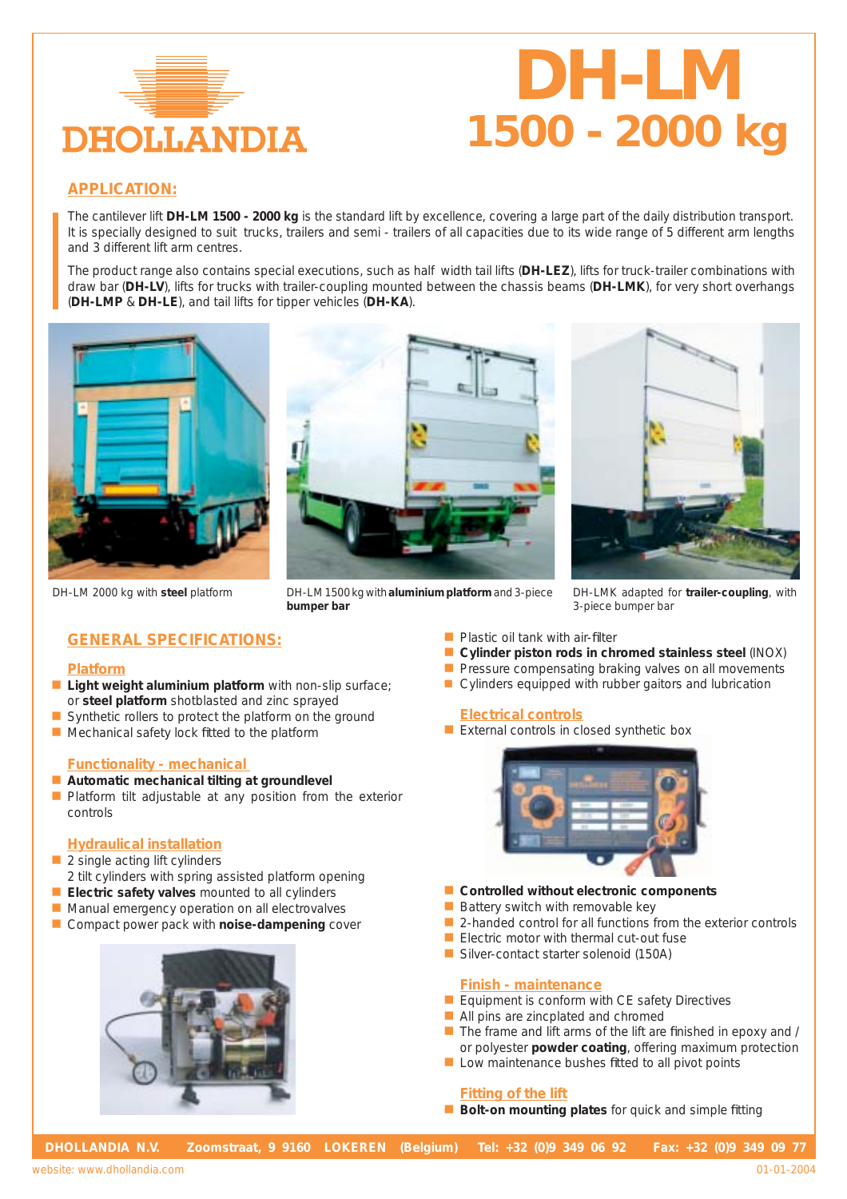DHOLLANDIA

# DH-LM 1500 - 2000 kg

## APPLICATION:

The cantilever lift **DH-LM 1500 - 2000 kg** is the standard lift by excellence, covering a large part of the daily distribution transport. It is specially designed to suit trucks, trailers and semi - trailers of all capacities due to its wide range of 5 different arm lengths and 3 different lift arm centres.

The product range also contains special executions, such as half width tail lifts (**DH-LEZ**), lifts for truck-trailer combinations with draw bar (**DH-LV**), lifts for trucks with trailer-coupling mounted between the chassis beams (**DH-LMK**), for very short overhangs (**DH-LMP** & **DH-LE**), and tail lifts for tipper vehicles (**DH-KA**).

DH-LM 2000 kg with **steel** platform

DH-LM 1500 kg with **aluminium platform** and 3-piece **bumper bar**

DH-LMK adapted for **trailer-coupling**, with 3-piece bumper bar

## GENERAL SPECIFICATIONS:

### Platform

- **Light weight aluminium platform** with non-slip surface; or **steel platform** shotblasted and zinc sprayed
- Synthetic rollers to protect the platform on the ground
- Mechanical safety lock fitted to the platform

### Functionality - mechanical

- **Automatic mechanical tilting at groundlevel**
- Platform tilt adjustable at any position from the exterior controls

### Hydraulical installation

- 2 single acting lift cylinders
  2 tilt cylinders with spring assisted platform opening
- **Electric safety valves** mounted to all cylinders
- Manual emergency operation on all electrovalves
- Compact power pack with **noise-dampening** cover
- Plastic oil tank with air-filter
- **Cylinder piston rods in chromed stainless steel** (INOX)
- Pressure compensating braking valves on all movements
- Cylinders equipped with rubber gaitors and lubrication

### Electrical controls

- External controls in closed synthetic box
- **Controlled without electronic components**
- Battery switch with removable key
- 2-handed control for all functions from the exterior controls
- Electric motor with thermal cut-out fuse
- Silver-contact starter solenoid (150A)

### Finish - maintenance

- Equipment is conform with CE safety Directives
- All pins are zincplated and chromed
- The frame and lift arms of the lift are finished in epoxy and / or polyester **powder coating**, offering maximum protection
- Low maintenance bushes fitted to all pivot points

### Fitting of the lift

- **Bolt-on mounting plates** for quick and simple fitting

DHOLLANDIA N.V. Zoomstraat, 9 9160 LOKEREN (Belgium) Tel: +32 (0)9 349 06 92 Fax: +32 (0)9 349 09 77

website: www.dhollandia.com 01-01-2004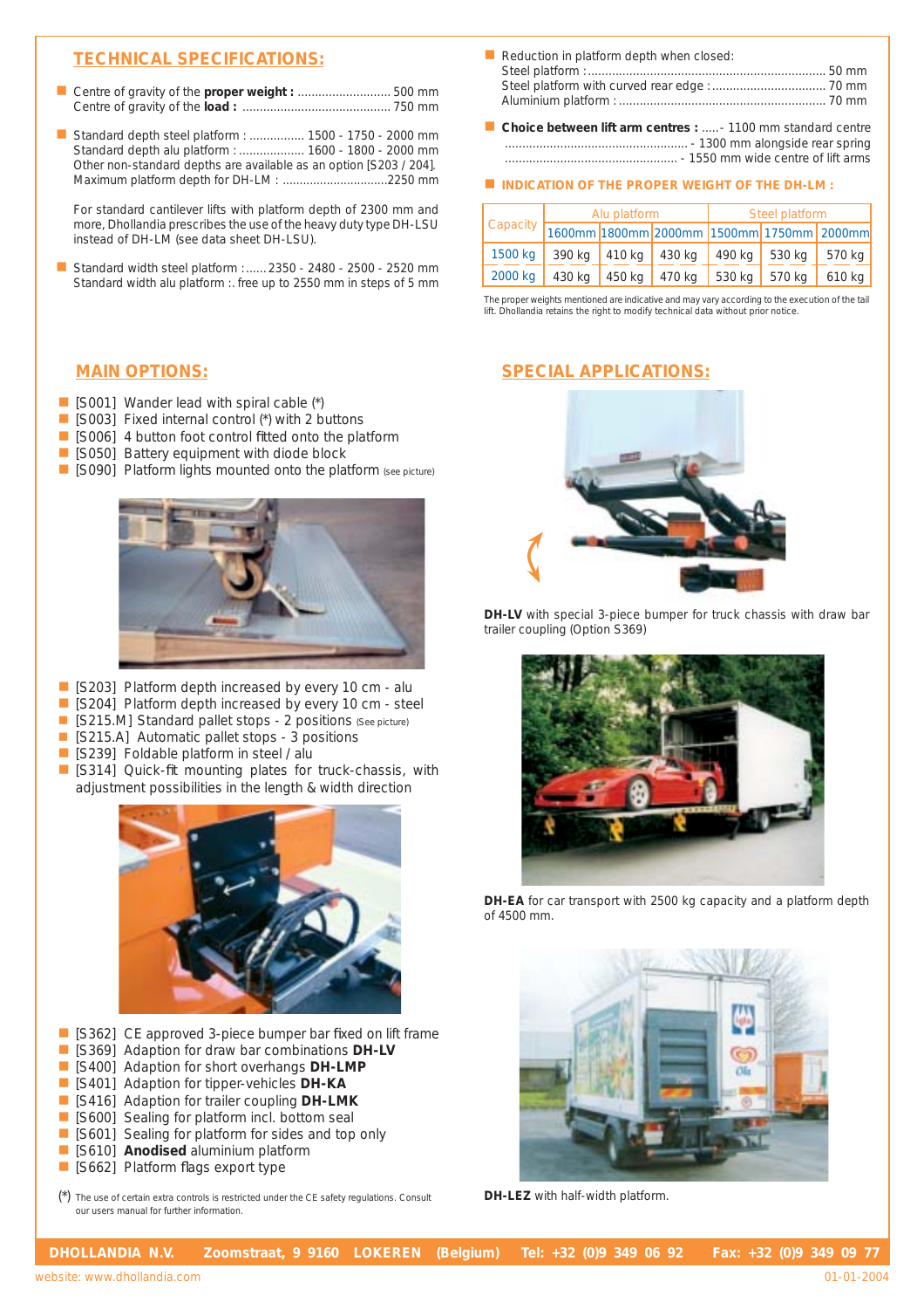## TECHNICAL SPECIFICATIONS:

- Centre of gravity of the **proper weight :** ........................... 500 mm
  Centre of gravity of the **load :** ........................................... 750 mm
- Standard depth steel platform : ................ 1500 - 1750 - 2000 mm
  Standard depth alu platform : ................... 1600 - 1800 - 2000 mm
  Other non-standard depths are available as an option [S203 / 204].
  Maximum platform depth for DH-LM : ...............................2250 mm

  For standard cantilever lifts with platform depth of 2300 mm and more, Dhollandia prescribes the use of the heavy duty type DH-LSU instead of DH-LM (see data sheet DH-LSU).
- Standard width steel platform :...... 2350 - 2480 - 2500 - 2520 mm
  Standard width alu platform :. free up to 2550 mm in steps of 5 mm
- Reduction in platform depth when closed:
  Steel platform :...................................................................... 50 mm
  Steel platform with curved rear edge :................................. 70 mm
  Aluminium platform :............................................................ 70 mm
- **Choice between lift arm centres :** .....- 1100 mm standard centre
  ..................................................... - 1300 mm alongside rear spring
  .................................................. - 1550 mm wide centre of lift arms
- **INDICATION OF THE PROPER WEIGHT OF THE DH-LM :**

| Capacity | Alu platform | | | Steel platform | | |
|---|---|---|---|---|---|---|
| | 1600mm | 1800mm | 2000mm | 1500mm | 1750mm | 2000mm |
| 1500 kg | 390 kg | 410 kg | 430 kg | 490 kg | 530 kg | 570 kg |
| 2000 kg | 430 kg | 450 kg | 470 kg | 530 kg | 570 kg | 610 kg |

The proper weights mentioned are indicative and may vary according to the execution of the tail lift. Dhollandia retains the right to modify technical data without prior notice.

## MAIN OPTIONS:

- [S001] Wander lead with spiral cable (*)
- [S003] Fixed internal control (*) with 2 buttons
- [S006] 4 button foot control fitted onto the platform
- [S050] Battery equipment with diode block
- [S090] Platform lights mounted onto the platform (see picture)
- [S203] Platform depth increased by every 10 cm - alu
- [S204] Platform depth increased by every 10 cm - steel
- [S215.M] Standard pallet stops - 2 positions (See picture)
- [S215.A] Automatic pallet stops - 3 positions
- [S239] Foldable platform in steel / alu
- [S314] Quick-fit mounting plates for truck-chassis, with adjustment possibilities in the length & width direction
- [S362] CE approved 3-piece bumper bar fixed on lift frame
- [S369] Adaption for draw bar combinations **DH-LV**
- [S400] Adaption for short overhangs **DH-LMP**
- [S401] Adaption for tipper-vehicles **DH-KA**
- [S416] Adaption for trailer coupling **DH-LMK**
- [S600] Sealing for platform incl. bottom seal
- [S601] Sealing for platform for sides and top only
- [S610] **Anodised** aluminium platform
- [S662] Platform flags export type

(*) The use of certain extra controls is restricted under the CE safety regulations. Consult our users manual for further information.

## SPECIAL APPLICATIONS:

**DH-LV** with special 3-piece bumper for truck chassis with draw bar trailer coupling (Option S369)

**DH-EA** for car transport with 2500 kg capacity and a platform depth of 4500 mm.

**DH-LEZ** with half-width platform.

**DHOLLANDIA N.V.** Zoomstraat, 9 9160 LOKEREN (Belgium) Tel: +32 (0)9 349 06 92 Fax: +32 (0)9 349 09 77

website: www.dhollandia.com 01-01-2004